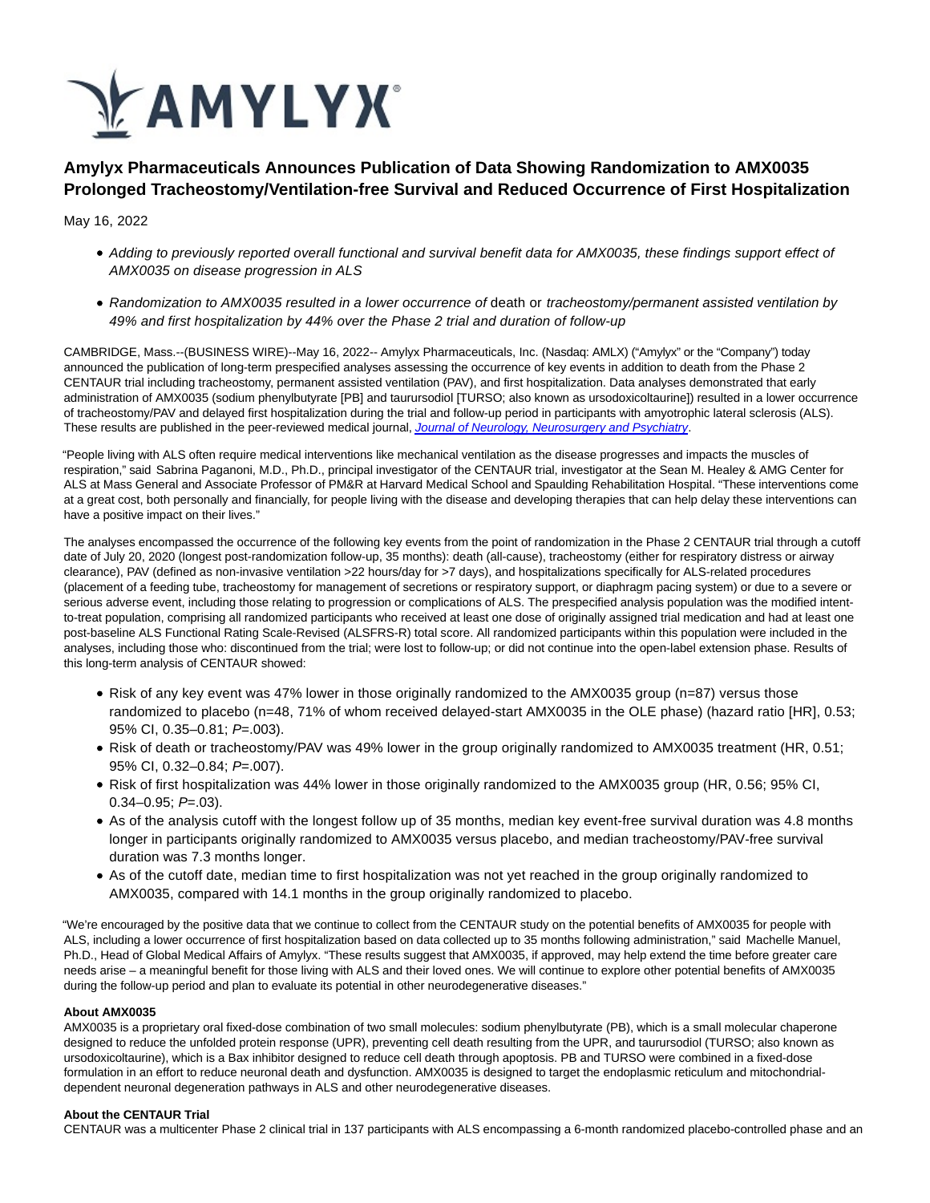# Amylyx Pharmaceuticals Announces Publication of Data Showing Randomization to AMX0035 Prolonged Tracheostomy/Ventilation-free Survival and Reduced Occurrence of First Hospitalization

May 16, 2022

- *Adding to previously reported overall functional and survival benefit data for AMX0035, these findings support effect of AMX0035 on disease progression in ALS*
- *Randomization to AMX0035 resulted in a lower occurrence of* death or *tracheostomy/permanent assisted ventilation by 49% and first hospitalization by 44% over the Phase 2 trial and duration of follow-up*

CAMBRIDGE, Mass.--(BUSINESS WIRE)--May 16, 2022-- Amylyx Pharmaceuticals, Inc. (Nasdaq: AMLX) ("Amylyx" or the "Company") today announced the publication of long-term prespecified analyses assessing the occurrence of key events in addition to death from the Phase 2 CENTAUR trial including tracheostomy, permanent assisted ventilation (PAV), and first hospitalization. Data analyses demonstrated that early administration of AMX0035 (sodium phenylbutyrate [PB] and taurursodiol [TURSO; also known as ursodoxicoltaurine]) resulted in a lower occurrence of tracheostomy/PAV and delayed first hospitalization during the trial and follow-up period in participants with amyotrophic lateral sclerosis (ALS). These results are published in the peer-reviewed medical journal, *Journal of Neurology, Neurosurgery and Psychiatry*.

"People living with ALS often require medical interventions like mechanical ventilation as the disease progresses and impacts the muscles of respiration," said Sabrina Paganoni, M.D., Ph.D., principal investigator of the CENTAUR trial, investigator at the Sean M. Healey & AMG Center for ALS at Mass General and Associate Professor of PM&R at Harvard Medical School and Spaulding Rehabilitation Hospital. "These interventions come at a great cost, both personally and financially, for people living with the disease and developing therapies that can help delay these interventions can have a positive impact on their lives."

The analyses encompassed the occurrence of the following key events from the point of randomization in the Phase 2 CENTAUR trial through a cutoff date of July 20, 2020 (longest post-randomization follow-up, 35 months): death (all-cause), tracheostomy (either for respiratory distress or airway clearance), PAV (defined as non-invasive ventilation >22 hours/day for >7 days), and hospitalizations specifically for ALS-related procedures (placement of a feeding tube, tracheostomy for management of secretions or respiratory support, or diaphragm pacing system) or due to a severe or serious adverse event, including those relating to progression or complications of ALS. The prespecified analysis population was the modified intent-to-treat population, comprising all randomized participants who received at least one dose of originally assigned trial medication and had at least one post-baseline ALS Functional Rating Scale-Revised (ALSFRS-R) total score. All randomized participants within this population were included in the analyses, including those who: discontinued from the trial; were lost to follow-up; or did not continue into the open-label extension phase. Results of this long-term analysis of CENTAUR showed:

- Risk of any key event was 47% lower in those originally randomized to the AMX0035 group (n=87) versus those randomized to placebo (n=48, 71% of whom received delayed-start AMX0035 in the OLE phase) (hazard ratio [HR], 0.53; 95% CI, 0.35–0.81; *P*=.003).
- Risk of death or tracheostomy/PAV was 49% lower in the group originally randomized to AMX0035 treatment (HR, 0.51; 95% CI, 0.32–0.84; *P*=.007).
- Risk of first hospitalization was 44% lower in those originally randomized to the AMX0035 group (HR, 0.56; 95% CI, 0.34–0.95; *P*=.03).
- As of the analysis cutoff with the longest follow up of 35 months, median key event-free survival duration was 4.8 months longer in participants originally randomized to AMX0035 versus placebo, and median tracheostomy/PAV-free survival duration was 7.3 months longer.
- As of the cutoff date, median time to first hospitalization was not yet reached in the group originally randomized to AMX0035, compared with 14.1 months in the group originally randomized to placebo.

"We're encouraged by the positive data that we continue to collect from the CENTAUR study on the potential benefits of AMX0035 for people with ALS, including a lower occurrence of first hospitalization based on data collected up to 35 months following administration," said Machelle Manuel, Ph.D., Head of Global Medical Affairs of Amylyx. "These results suggest that AMX0035, if approved, may help extend the time before greater care needs arise – a meaningful benefit for those living with ALS and their loved ones. We will continue to explore other potential benefits of AMX0035 during the follow-up period and plan to evaluate its potential in other neurodegenerative diseases."

**About AMX0035**

AMX0035 is a proprietary oral fixed-dose combination of two small molecules: sodium phenylbutyrate (PB), which is a small molecular chaperone designed to reduce the unfolded protein response (UPR), preventing cell death resulting from the UPR, and taurursodiol (TURSO; also known as ursodoxicoltaurine), which is a Bax inhibitor designed to reduce cell death through apoptosis. PB and TURSO were combined in a fixed-dose formulation in an effort to reduce neuronal death and dysfunction. AMX0035 is designed to target the endoplasmic reticulum and mitochondrial-dependent neuronal degeneration pathways in ALS and other neurodegenerative diseases.

**About the CENTAUR Trial**

CENTAUR was a multicenter Phase 2 clinical trial in 137 participants with ALS encompassing a 6-month randomized placebo-controlled phase and an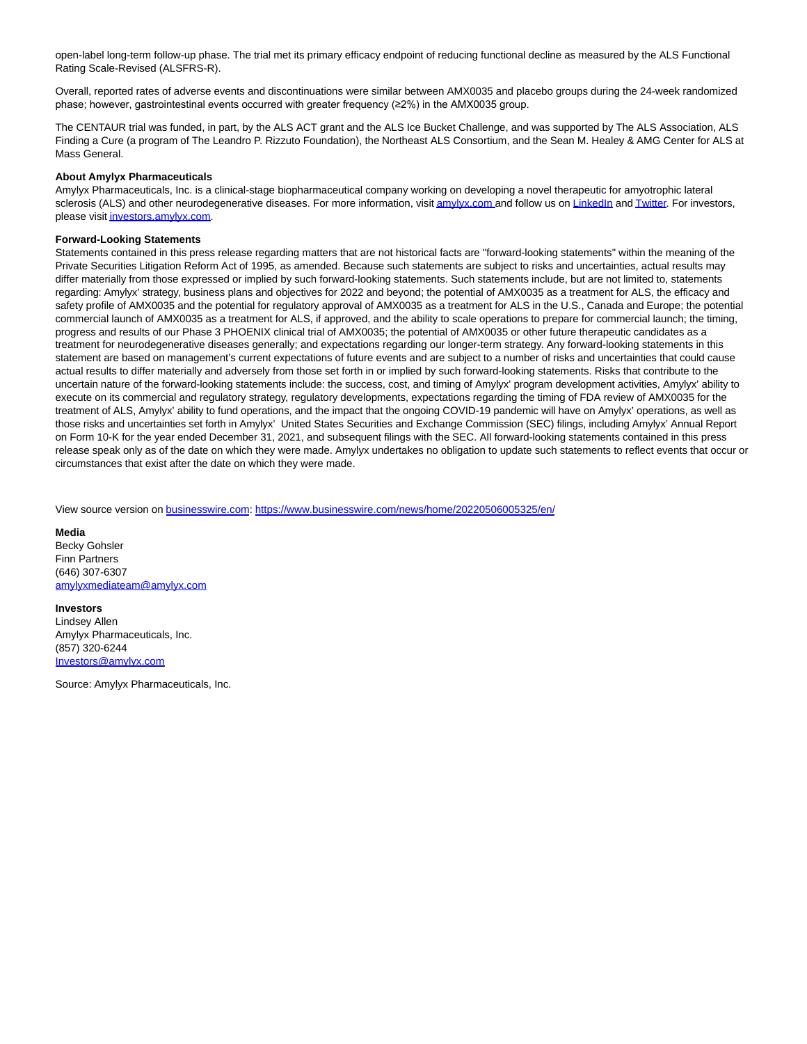open-label long-term follow-up phase. The trial met its primary efficacy endpoint of reducing functional decline as measured by the ALS Functional Rating Scale-Revised (ALSFRS-R).

Overall, reported rates of adverse events and discontinuations were similar between AMX0035 and placebo groups during the 24-week randomized phase; however, gastrointestinal events occurred with greater frequency (≥2%) in the AMX0035 group.

The CENTAUR trial was funded, in part, by the ALS ACT grant and the ALS Ice Bucket Challenge, and was supported by The ALS Association, ALS Finding a Cure (a program of The Leandro P. Rizzuto Foundation), the Northeast ALS Consortium, and the Sean M. Healey & AMG Center for ALS at Mass General.

**About Amylyx Pharmaceuticals**
Amylyx Pharmaceuticals, Inc. is a clinical-stage biopharmaceutical company working on developing a novel therapeutic for amyotrophic lateral sclerosis (ALS) and other neurodegenerative diseases. For more information, visit amylyx.com and follow us on LinkedIn and Twitter. For investors, please visit investors.amylyx.com.

**Forward-Looking Statements**
Statements contained in this press release regarding matters that are not historical facts are "forward-looking statements" within the meaning of the Private Securities Litigation Reform Act of 1995, as amended. Because such statements are subject to risks and uncertainties, actual results may differ materially from those expressed or implied by such forward-looking statements. Such statements include, but are not limited to, statements regarding: Amylyx' strategy, business plans and objectives for 2022 and beyond; the potential of AMX0035 as a treatment for ALS, the efficacy and safety profile of AMX0035 and the potential for regulatory approval of AMX0035 as a treatment for ALS in the U.S., Canada and Europe; the potential commercial launch of AMX0035 as a treatment for ALS, if approved, and the ability to scale operations to prepare for commercial launch; the timing, progress and results of our Phase 3 PHOENIX clinical trial of AMX0035; the potential of AMX0035 or other future therapeutic candidates as a treatment for neurodegenerative diseases generally; and expectations regarding our longer-term strategy. Any forward-looking statements in this statement are based on management's current expectations of future events and are subject to a number of risks and uncertainties that could cause actual results to differ materially and adversely from those set forth in or implied by such forward-looking statements. Risks that contribute to the uncertain nature of the forward-looking statements include: the success, cost, and timing of Amylyx' program development activities, Amylyx' ability to execute on its commercial and regulatory strategy, regulatory developments, expectations regarding the timing of FDA review of AMX0035 for the treatment of ALS, Amylyx' ability to fund operations, and the impact that the ongoing COVID-19 pandemic will have on Amylyx' operations, as well as those risks and uncertainties set forth in Amylyx' United States Securities and Exchange Commission (SEC) filings, including Amylyx' Annual Report on Form 10-K for the year ended December 31, 2021, and subsequent filings with the SEC. All forward-looking statements contained in this press release speak only as of the date on which they were made. Amylyx undertakes no obligation to update such statements to reflect events that occur or circumstances that exist after the date on which they were made.

View source version on businesswire.com: https://www.businesswire.com/news/home/20220506005325/en/

**Media**
Becky Gohsler
Finn Partners
(646) 307-6307
amylyxmediateam@amylyx.com

**Investors**
Lindsey Allen
Amylyx Pharmaceuticals, Inc.
(857) 320-6244
Investors@amylyx.com

Source: Amylyx Pharmaceuticals, Inc.